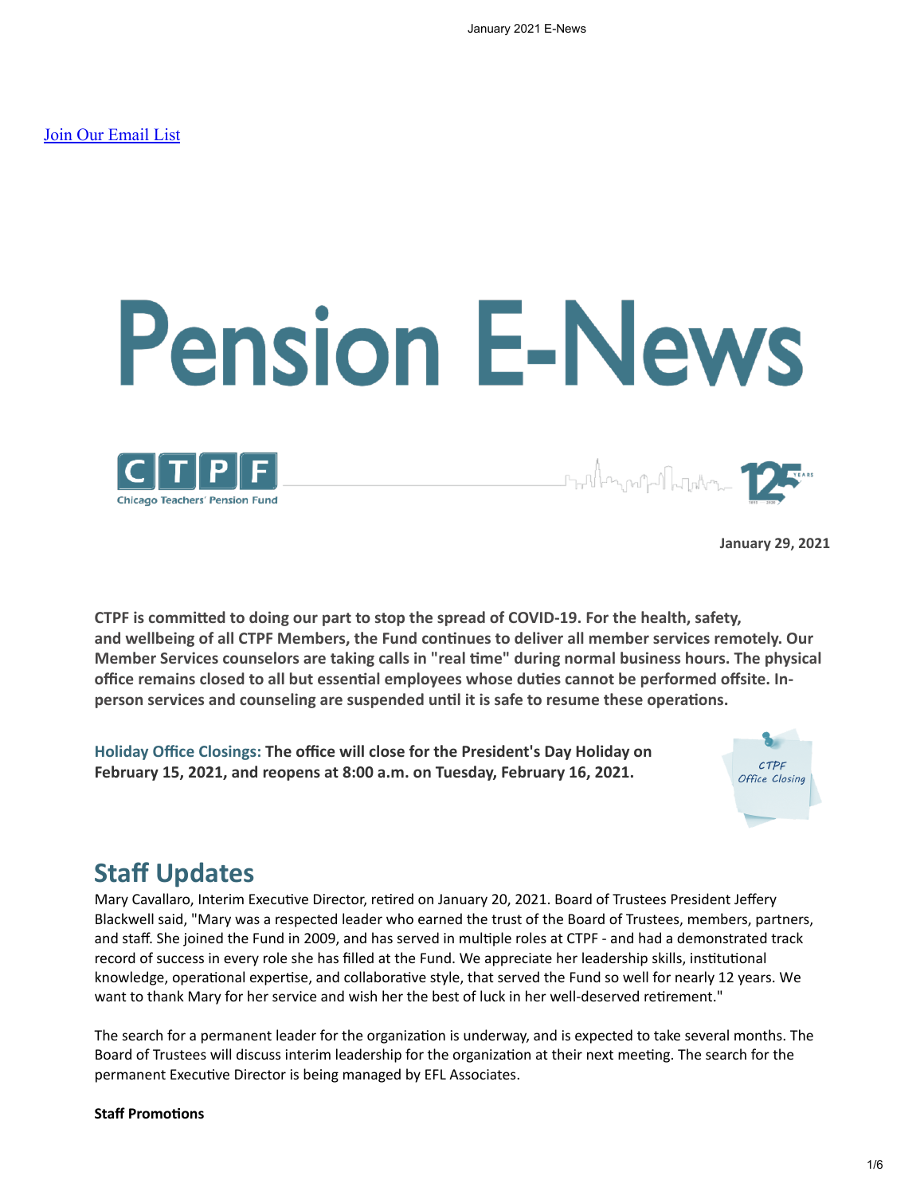[Join Our Email List]

# Pension E-News

Chicago Teachers' Pension Fund

**January 29, 2021**

**CTPF is committed to doing our part to stop the spread of COVID-19. For the health, safety, and wellbeing of all CTPF Members, the Fund continues to deliver all member services remotely. Our Member Services counselors are taking calls in "real time" during normal business hours. The physical office remains closed to all but essential employees whose duties cannot be performed offsite. In-person services and counseling are suspended until it is safe to resume these operations.**

**Holiday Office Closings: The office will close for the President's Day Holiday on February 15, 2021, and reopens at 8:00 a.m. on Tuesday, February 16, 2021.**

## Staff Updates

Mary Cavallaro, Interim Executive Director, retired on January 20, 2021. Board of Trustees President Jeffery Blackwell said, "Mary was a respected leader who earned the trust of the Board of Trustees, members, partners, and staff. She joined the Fund in 2009, and has served in multiple roles at CTPF - and had a demonstrated track record of success in every role she has filled at the Fund. We appreciate her leadership skills, institutional knowledge, operational expertise, and collaborative style, that served the Fund so well for nearly 12 years. We want to thank Mary for her service and wish her the best of luck in her well-deserved retirement."

The search for a permanent leader for the organization is underway, and is expected to take several months. The Board of Trustees will discuss interim leadership for the organization at their next meeting. The search for the permanent Executive Director is being managed by EFL Associates.

**Staff Promotions**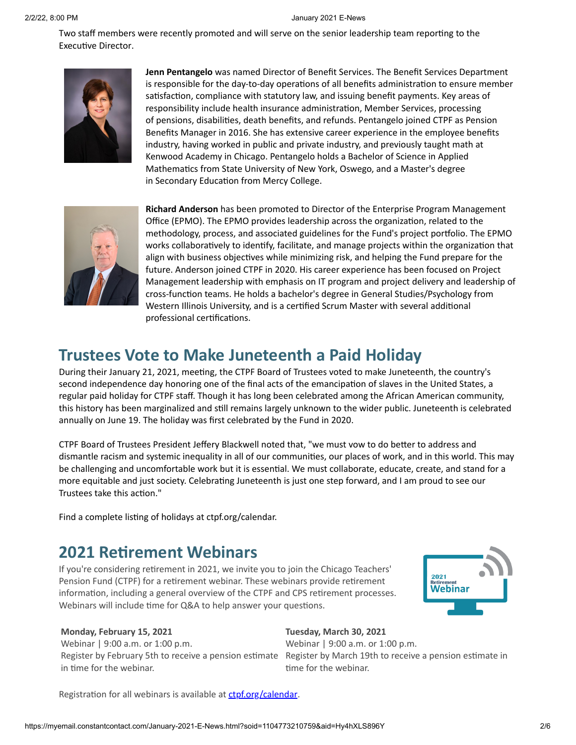Two staff members were recently promoted and will serve on the senior leadership team reporting to the Executive Director.

**Jenn Pentangelo** was named Director of Benefit Services. The Benefit Services Department is responsible for the day-to-day operations of all benefits administration to ensure member satisfaction, compliance with statutory law, and issuing benefit payments. Key areas of responsibility include health insurance administration, Member Services, processing of pensions, disabilities, death benefits, and refunds. Pentangelo joined CTPF as Pension Benefits Manager in 2016. She has extensive career experience in the employee benefits industry, having worked in public and private industry, and previously taught math at Kenwood Academy in Chicago. Pentangelo holds a Bachelor of Science in Applied Mathematics from State University of New York, Oswego, and a Master's degree in Secondary Education from Mercy College.

**Richard Anderson** has been promoted to Director of the Enterprise Program Management Office (EPMO). The EPMO provides leadership across the organization, related to the methodology, process, and associated guidelines for the Fund's project portfolio. The EPMO works collaboratively to identify, facilitate, and manage projects within the organization that align with business objectives while minimizing risk, and helping the Fund prepare for the future. Anderson joined CTPF in 2020. His career experience has been focused on Project Management leadership with emphasis on IT program and project delivery and leadership of cross-function teams. He holds a bachelor's degree in General Studies/Psychology from Western Illinois University, and is a certified Scrum Master with several additional professional certifications.

## Trustees Vote to Make Juneteenth a Paid Holiday

During their January 21, 2021, meeting, the CTPF Board of Trustees voted to make Juneteenth, the country's second independence day honoring one of the final acts of the emancipation of slaves in the United States, a regular paid holiday for CTPF staff. Though it has long been celebrated among the African American community, this history has been marginalized and still remains largely unknown to the wider public. Juneteenth is celebrated annually on June 19. The holiday was first celebrated by the Fund in 2020.

CTPF Board of Trustees President Jeffery Blackwell noted that, "we must vow to do better to address and dismantle racism and systemic inequality in all of our communities, our places of work, and in this world. This may be challenging and uncomfortable work but it is essential. We must collaborate, educate, create, and stand for a more equitable and just society. Celebrating Juneteenth is just one step forward, and I am proud to see our Trustees take this action."

Find a complete listing of holidays at ctpf.org/calendar.

## 2021 Retirement Webinars

If you're considering retirement in 2021, we invite you to join the Chicago Teachers' Pension Fund (CTPF) for a retirement webinar. These webinars provide retirement information, including a general overview of the CTPF and CPS retirement processes. Webinars will include time for Q&A to help answer your questions.

**Monday, February 15, 2021**
Webinar | 9:00 a.m. or 1:00 p.m.
Register by February 5th to receive a pension estimate in time for the webinar.

**Tuesday, March 30, 2021**
Webinar | 9:00 a.m. or 1:00 p.m.
Register by March 19th to receive a pension estimate in time for the webinar.

Registration for all webinars is available at ctpf.org/calendar.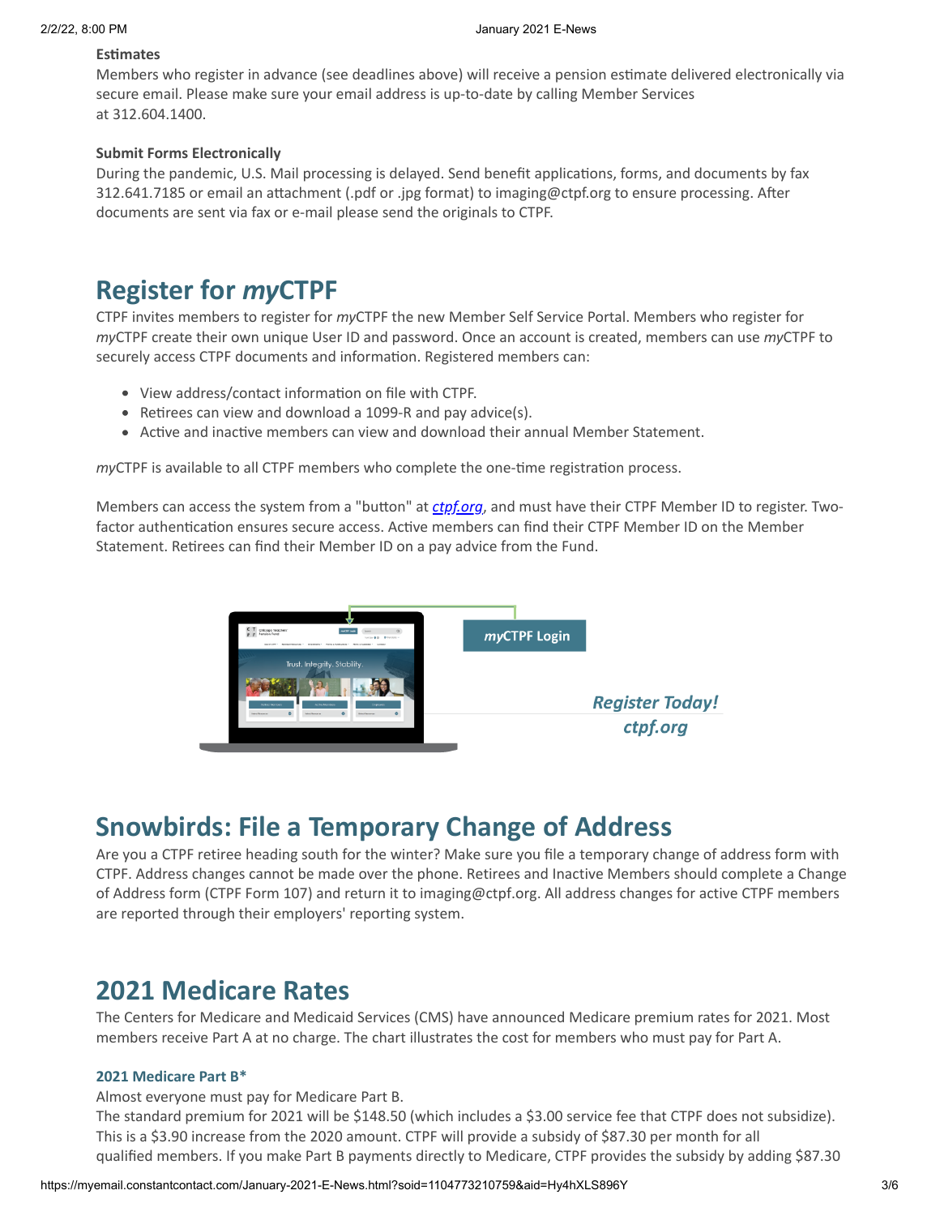**Estimates**

Members who register in advance (see deadlines above) will receive a pension estimate delivered electronically via secure email. Please make sure your email address is up-to-date by calling Member Services at 312.604.1400.

**Submit Forms Electronically**

During the pandemic, U.S. Mail processing is delayed. Send benefit applications, forms, and documents by fax 312.641.7185 or email an attachment (.pdf or .jpg format) to imaging@ctpf.org to ensure processing. After documents are sent via fax or e-mail please send the originals to CTPF.

# Register for *my*CTPF

CTPF invites members to register for *my*CTPF the new Member Self Service Portal. Members who register for *my*CTPF create their own unique User ID and password. Once an account is created, members can use *my*CTPF to securely access CTPF documents and information. Registered members can:

- View address/contact information on file with CTPF.
- Retirees can view and download a 1099-R and pay advice(s).
- Active and inactive members can view and download their annual Member Statement.

*my*CTPF is available to all CTPF members who complete the one-time registration process.

Members can access the system from a "button" at *ctpf.org*, and must have their CTPF Member ID to register. Two-factor authentication ensures secure access. Active members can find their CTPF Member ID on the Member Statement. Retirees can find their Member ID on a pay advice from the Fund.

***my*CTPF Login**

***Register Today!***
***ctpf.org***

# Snowbirds: File a Temporary Change of Address

Are you a CTPF retiree heading south for the winter? Make sure you file a temporary change of address form with CTPF. Address changes cannot be made over the phone. Retirees and Inactive Members should complete a Change of Address form (CTPF Form 107) and return it to imaging@ctpf.org. All address changes for active CTPF members are reported through their employers' reporting system.

# 2021 Medicare Rates

The Centers for Medicare and Medicaid Services (CMS) have announced Medicare premium rates for 2021. Most members receive Part A at no charge. The chart illustrates the cost for members who must pay for Part A.

### 2021 Medicare Part B*

Almost everyone must pay for Medicare Part B.
The standard premium for 2021 will be $148.50 (which includes a $3.00 service fee that CTPF does not subsidize). This is a $3.90 increase from the 2020 amount. CTPF will provide a subsidy of $87.30 per month for all qualified members. If you make Part B payments directly to Medicare, CTPF provides the subsidy by adding $87.30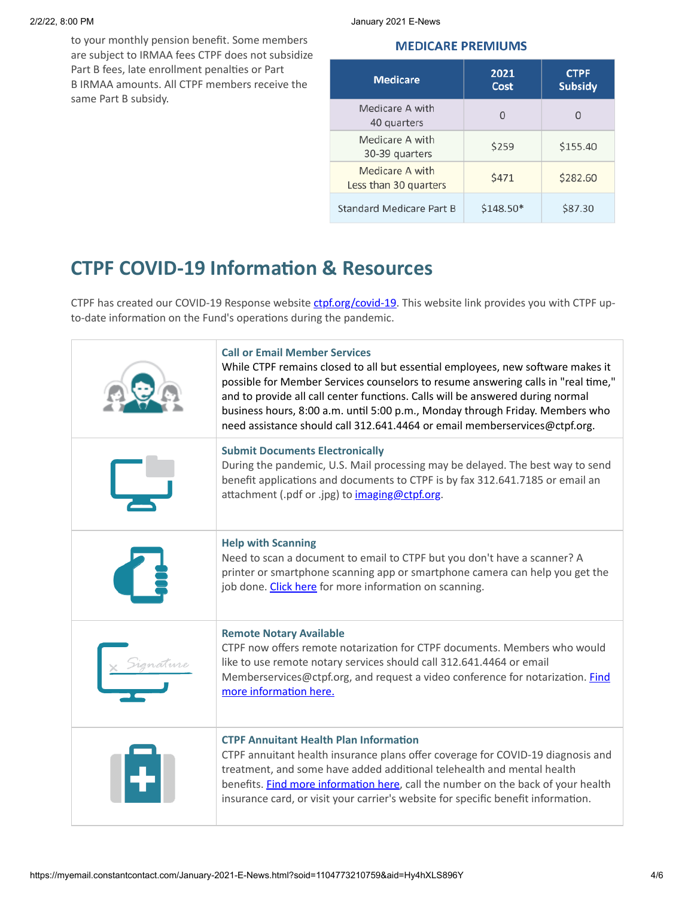to your monthly pension benefit. Some members are subject to IRMAA fees CTPF does not subsidize Part B fees, late enrollment penalties or Part B IRMAA amounts. All CTPF members receive the same Part B subsidy.

### MEDICARE PREMIUMS

| Medicare | 2021 Cost | CTPF Subsidy |
|---|---|---|
| Medicare A with 40 quarters | 0 | 0 |
| Medicare A with 30-39 quarters | $259 | $155.40 |
| Medicare A with Less than 30 quarters | $471 | $282.60 |
| Standard Medicare Part B | $148.50* | $87.30 |

## CTPF COVID-19 Information & Resources

CTPF has created our COVID-19 Response website ctpf.org/covid-19. This website link provides you with CTPF up-to-date information on the Fund's operations during the pandemic.

**Call or Email Member Services**
While CTPF remains closed to all but essential employees, new software makes it possible for Member Services counselors to resume answering calls in "real time," and to provide all call center functions. Calls will be answered during normal business hours, 8:00 a.m. until 5:00 p.m., Monday through Friday. Members who need assistance should call 312.641.4464 or email memberservices@ctpf.org.

**Submit Documents Electronically**
During the pandemic, U.S. Mail processing may be delayed. The best way to send benefit applications and documents to CTPF is by fax 312.641.7185 or email an attachment (.pdf or .jpg) to imaging@ctpf.org.

**Help with Scanning**
Need to scan a document to email to CTPF but you don't have a scanner? A printer or smartphone scanning app or smartphone camera can help you get the job done. Click here for more information on scanning.

**Remote Notary Available**
CTPF now offers remote notarization for CTPF documents. Members who would like to use remote notary services should call 312.641.4464 or email Memberservices@ctpf.org, and request a video conference for notarization. Find more information here.

**CTPF Annuitant Health Plan Information**
CTPF annuitant health insurance plans offer coverage for COVID-19 diagnosis and treatment, and some have added additional telehealth and mental health benefits. Find more information here, call the number on the back of your health insurance card, or visit your carrier's website for specific benefit information.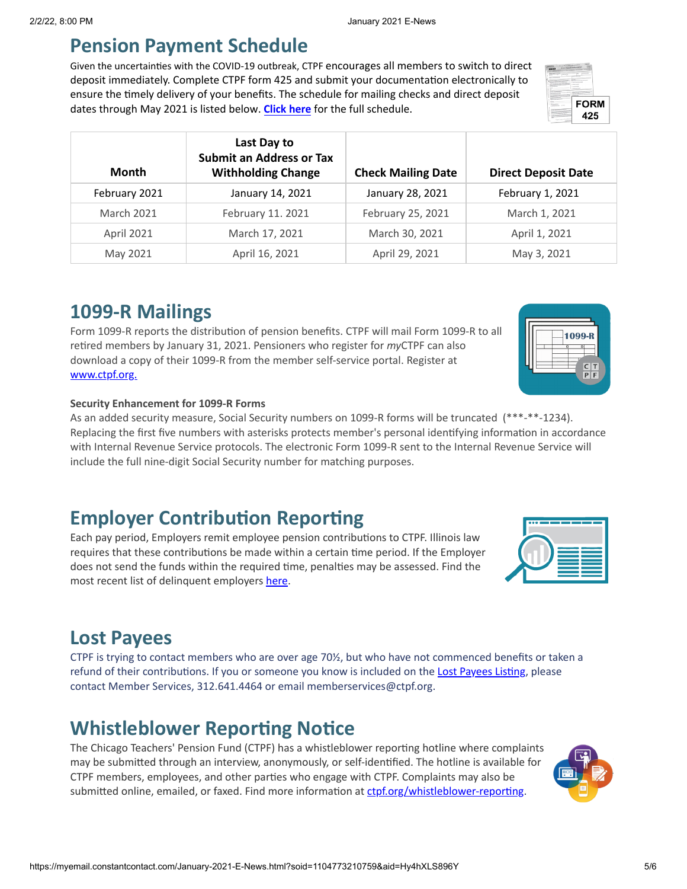## Pension Payment Schedule

Given the uncertainties with the COVID-19 outbreak, CTPF encourages all members to switch to direct deposit immediately. Complete CTPF form 425 and submit your documentation electronically to ensure the timely delivery of your benefits. The schedule for mailing checks and direct deposit dates through May 2021 is listed below. **Click here** for the full schedule.

| Month | Last Day to Submit an Address or Tax Withholding Change | Check Mailing Date | Direct Deposit Date |
|---|---|---|---|
| February 2021 | January 14, 2021 | January 28, 2021 | February 1, 2021 |
| March 2021 | February 11. 2021 | February 25, 2021 | March 1, 2021 |
| April 2021 | March 17, 2021 | March 30, 2021 | April 1, 2021 |
| May 2021 | April 16, 2021 | April 29, 2021 | May 3, 2021 |

## 1099-R Mailings

Form 1099-R reports the distribution of pension benefits. CTPF will mail Form 1099-R to all retired members by January 31, 2021. Pensioners who register for *my*CTPF can also download a copy of their 1099-R from the member self-service portal. Register at www.ctpf.org.

**Security Enhancement for 1099-R Forms**

As an added security measure, Social Security numbers on 1099-R forms will be truncated (***-**-1234). Replacing the first five numbers with asterisks protects member's personal identifying information in accordance with Internal Revenue Service protocols. The electronic Form 1099-R sent to the Internal Revenue Service will include the full nine-digit Social Security number for matching purposes.

## Employer Contribution Reporting

Each pay period, Employers remit employee pension contributions to CTPF. Illinois law requires that these contributions be made within a certain time period. If the Employer does not send the funds within the required time, penalties may be assessed. Find the most recent list of delinquent employers here.

## Lost Payees

CTPF is trying to contact members who are over age 70½, but who have not commenced benefits or taken a refund of their contributions. If you or someone you know is included on the Lost Payees Listing, please contact Member Services, 312.641.4464 or email memberservices@ctpf.org.

## Whistleblower Reporting Notice

The Chicago Teachers' Pension Fund (CTPF) has a whistleblower reporting hotline where complaints may be submitted through an interview, anonymously, or self-identified. The hotline is available for CTPF members, employees, and other parties who engage with CTPF. Complaints may also be submitted online, emailed, or faxed. Find more information at ctpf.org/whistleblower-reporting.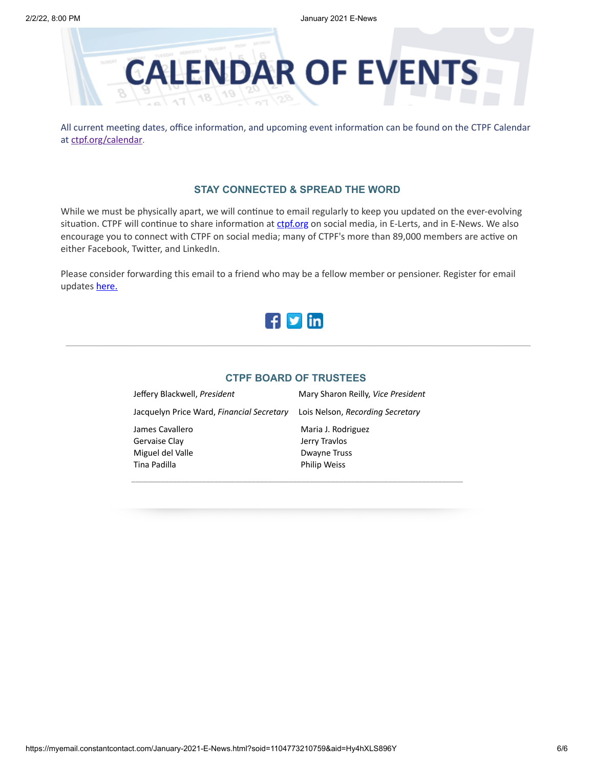# CALENDAR OF EVENTS

All current meeting dates, office information, and upcoming event information can be found on the CTPF Calendar at ctpf.org/calendar.

## STAY CONNECTED & SPREAD THE WORD

While we must be physically apart, we will continue to email regularly to keep you updated on the ever-evolving situation. CTPF will continue to share information at ctpf.org on social media, in E-Lerts, and in E-News. We also encourage you to connect with CTPF on social media; many of CTPF's more than 89,000 members are active on either Facebook, Twitter, and LinkedIn.

Please consider forwarding this email to a friend who may be a fellow member or pensioner. Register for email updates here.

---

## CTPF BOARD OF TRUSTEES

| | |
|---|---|
| Jeffery Blackwell, *President* | Mary Sharon Reilly, *Vice President* |
| Jacquelyn Price Ward, *Financial Secretary* | Lois Nelson, *Recording Secretary* |
| James Cavallero | Maria J. Rodriguez |
| Gervaise Clay | Jerry Travlos |
| Miguel del Valle | Dwayne Truss |
| Tina Padilla | Philip Weiss |